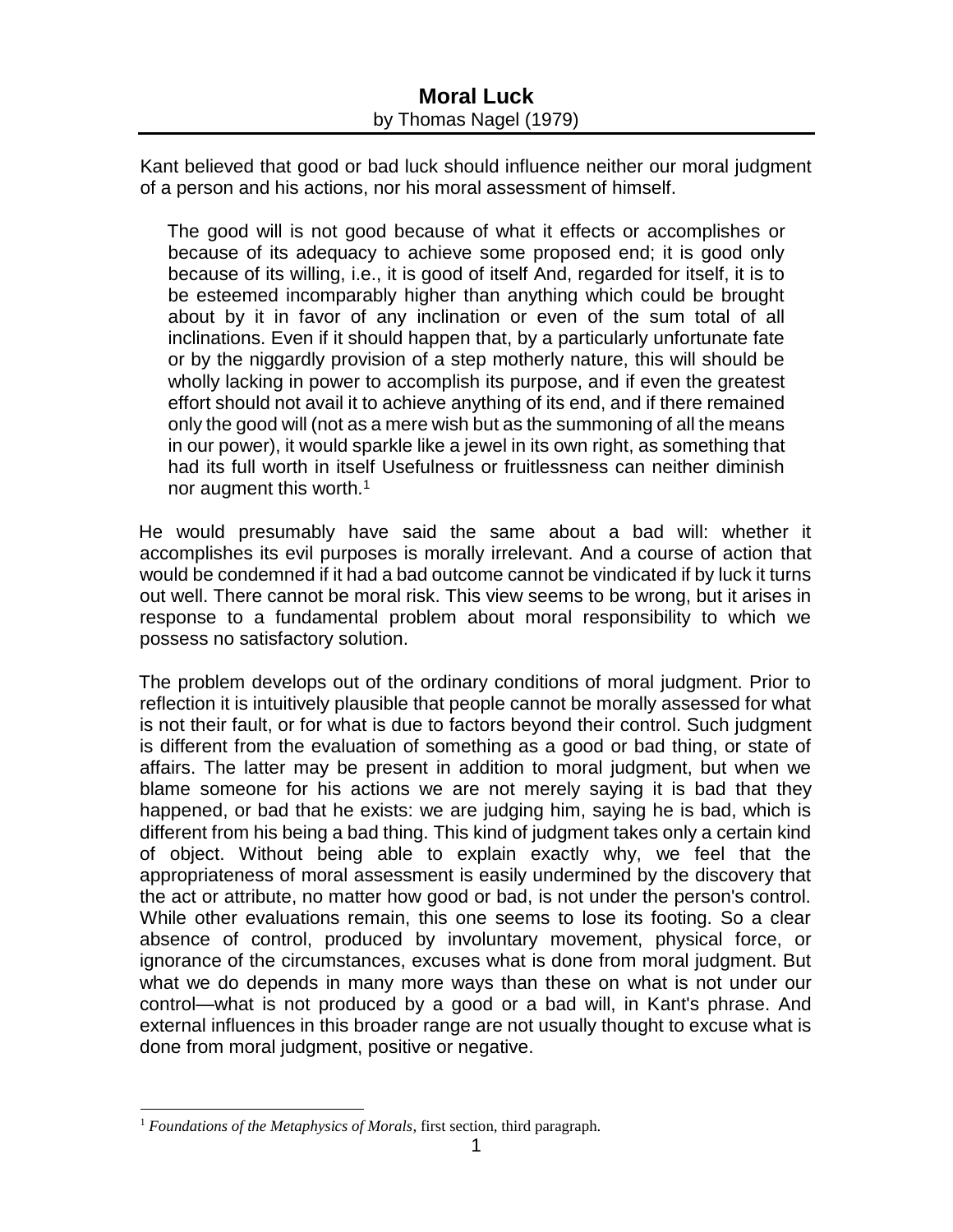# Moral Luck

by Thomas Nagel (1979)

Kant believed that good or bad luck should influence neither our moral judgment of a person and his actions, nor his moral assessment of himself.

> The good will is not good because of what it effects or accomplishes or because of its adequacy to achieve some proposed end; it is good only because of its willing, i.e., it is good of itself And, regarded for itself, it is to be esteemed incomparably higher than anything which could be brought about by it in favor of any inclination or even of the sum total of all inclinations. Even if it should happen that, by a particularly unfortunate fate or by the niggardly provision of a step motherly nature, this will should be wholly lacking in power to accomplish its purpose, and if even the greatest effort should not avail it to achieve anything of its end, and if there remained only the good will (not as a mere wish but as the summoning of all the means in our power), it would sparkle like a jewel in its own right, as something that had its full worth in itself Usefulness or fruitlessness can neither diminish nor augment this worth.[1]

He would presumably have said the same about a bad will: whether it accomplishes its evil purposes is morally irrelevant. And a course of action that would be condemned if it had a bad outcome cannot be vindicated if by luck it turns out well. There cannot be moral risk. This view seems to be wrong, but it arises in response to a fundamental problem about moral responsibility to which we possess no satisfactory solution.

The problem develops out of the ordinary conditions of moral judgment. Prior to reflection it is intuitively plausible that people cannot be morally assessed for what is not their fault, or for what is due to factors beyond their control. Such judgment is different from the evaluation of something as a good or bad thing, or state of affairs. The latter may be present in addition to moral judgment, but when we blame someone for his actions we are not merely saying it is bad that they happened, or bad that he exists: we are judging him, saying he is bad, which is different from his being a bad thing. This kind of judgment takes only a certain kind of object. Without being able to explain exactly why, we feel that the appropriateness of moral assessment is easily undermined by the discovery that the act or attribute, no matter how good or bad, is not under the person's control. While other evaluations remain, this one seems to lose its footing. So a clear absence of control, produced by involuntary movement, physical force, or ignorance of the circumstances, excuses what is done from moral judgment. But what we do depends in many more ways than these on what is not under our control—what is not produced by a good or a bad will, in Kant's phrase. And external influences in this broader range are not usually thought to excuse what is done from moral judgment, positive or negative.

---

[1] *Foundations of the Metaphysics of Morals*, first section, third paragraph.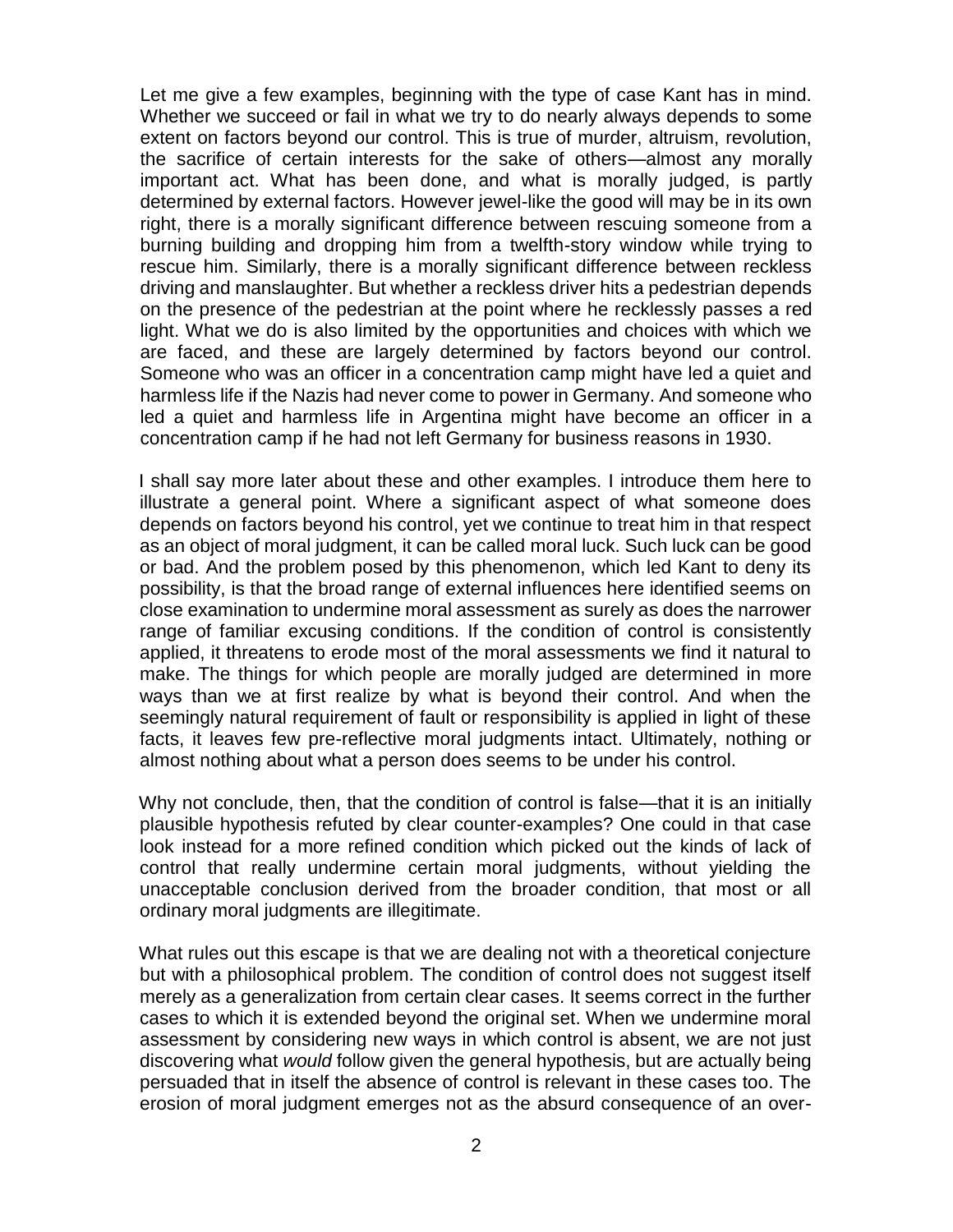Let me give a few examples, beginning with the type of case Kant has in mind. Whether we succeed or fail in what we try to do nearly always depends to some extent on factors beyond our control. This is true of murder, altruism, revolution, the sacrifice of certain interests for the sake of others—almost any morally important act. What has been done, and what is morally judged, is partly determined by external factors. However jewel-like the good will may be in its own right, there is a morally significant difference between rescuing someone from a burning building and dropping him from a twelfth-story window while trying to rescue him. Similarly, there is a morally significant difference between reckless driving and manslaughter. But whether a reckless driver hits a pedestrian depends on the presence of the pedestrian at the point where he recklessly passes a red light. What we do is also limited by the opportunities and choices with which we are faced, and these are largely determined by factors beyond our control. Someone who was an officer in a concentration camp might have led a quiet and harmless life if the Nazis had never come to power in Germany. And someone who led a quiet and harmless life in Argentina might have become an officer in a concentration camp if he had not left Germany for business reasons in 1930.

I shall say more later about these and other examples. I introduce them here to illustrate a general point. Where a significant aspect of what someone does depends on factors beyond his control, yet we continue to treat him in that respect as an object of moral judgment, it can be called moral luck. Such luck can be good or bad. And the problem posed by this phenomenon, which led Kant to deny its possibility, is that the broad range of external influences here identified seems on close examination to undermine moral assessment as surely as does the narrower range of familiar excusing conditions. If the condition of control is consistently applied, it threatens to erode most of the moral assessments we find it natural to make. The things for which people are morally judged are determined in more ways than we at first realize by what is beyond their control. And when the seemingly natural requirement of fault or responsibility is applied in light of these facts, it leaves few pre-reflective moral judgments intact. Ultimately, nothing or almost nothing about what a person does seems to be under his control.

Why not conclude, then, that the condition of control is false—that it is an initially plausible hypothesis refuted by clear counter-examples? One could in that case look instead for a more refined condition which picked out the kinds of lack of control that really undermine certain moral judgments, without yielding the unacceptable conclusion derived from the broader condition, that most or all ordinary moral judgments are illegitimate.

What rules out this escape is that we are dealing not with a theoretical conjecture but with a philosophical problem. The condition of control does not suggest itself merely as a generalization from certain clear cases. It seems correct in the further cases to which it is extended beyond the original set. When we undermine moral assessment by considering new ways in which control is absent, we are not just discovering what *would* follow given the general hypothesis, but are actually being persuaded that in itself the absence of control is relevant in these cases too. The erosion of moral judgment emerges not as the absurd consequence of an over-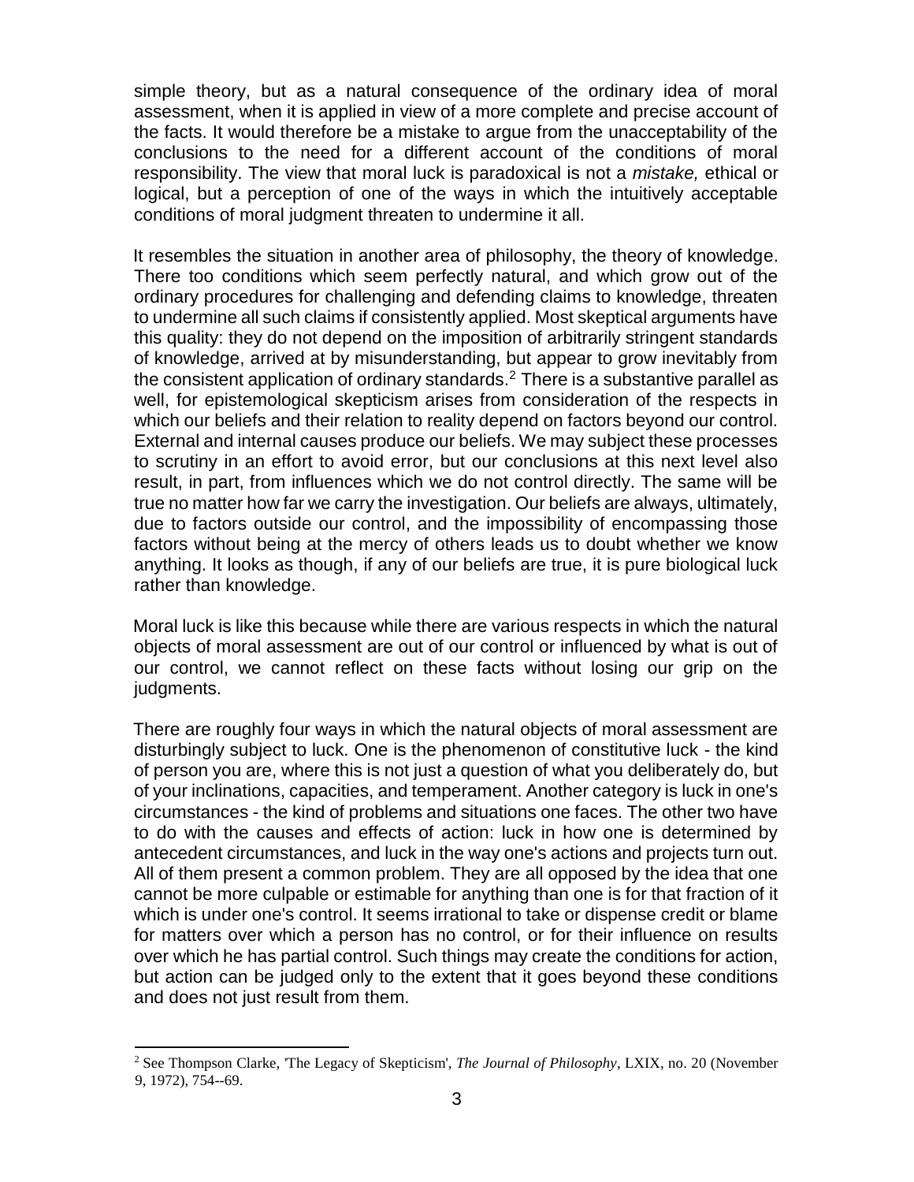simple theory, but as a natural consequence of the ordinary idea of moral assessment, when it is applied in view of a more complete and precise account of the facts. It would therefore be a mistake to argue from the unacceptability of the conclusions to the need for a different account of the conditions of moral responsibility. The view that moral luck is paradoxical is not a *mistake,* ethical or logical, but a perception of one of the ways in which the intuitively acceptable conditions of moral judgment threaten to undermine it all.

It resembles the situation in another area of philosophy, the theory of knowledge. There too conditions which seem perfectly natural, and which grow out of the ordinary procedures for challenging and defending claims to knowledge, threaten to undermine all such claims if consistently applied. Most skeptical arguments have this quality: they do not depend on the imposition of arbitrarily stringent standards of knowledge, arrived at by misunderstanding, but appear to grow inevitably from the consistent application of ordinary standards.[2] There is a substantive parallel as well, for epistemological skepticism arises from consideration of the respects in which our beliefs and their relation to reality depend on factors beyond our control. External and internal causes produce our beliefs. We may subject these processes to scrutiny in an effort to avoid error, but our conclusions at this next level also result, in part, from influences which we do not control directly. The same will be true no matter how far we carry the investigation. Our beliefs are always, ultimately, due to factors outside our control, and the impossibility of encompassing those factors without being at the mercy of others leads us to doubt whether we know anything. It looks as though, if any of our beliefs are true, it is pure biological luck rather than knowledge.

Moral luck is like this because while there are various respects in which the natural objects of moral assessment are out of our control or influenced by what is out of our control, we cannot reflect on these facts without losing our grip on the judgments.

There are roughly four ways in which the natural objects of moral assessment are disturbingly subject to luck. One is the phenomenon of constitutive luck - the kind of person you are, where this is not just a question of what you deliberately do, but of your inclinations, capacities, and temperament. Another category is luck in one's circumstances - the kind of problems and situations one faces. The other two have to do with the causes and effects of action: luck in how one is determined by antecedent circumstances, and luck in the way one's actions and projects turn out. All of them present a common problem. They are all opposed by the idea that one cannot be more culpable or estimable for anything than one is for that fraction of it which is under one's control. It seems irrational to take or dispense credit or blame for matters over which a person has no control, or for their influence on results over which he has partial control. Such things may create the conditions for action, but action can be judged only to the extent that it goes beyond these conditions and does not just result from them.

---

[2] See Thompson Clarke, 'The Legacy of Skepticism', *The Journal of Philosophy*, LXIX, no. 20 (November 9, 1972), 754--69.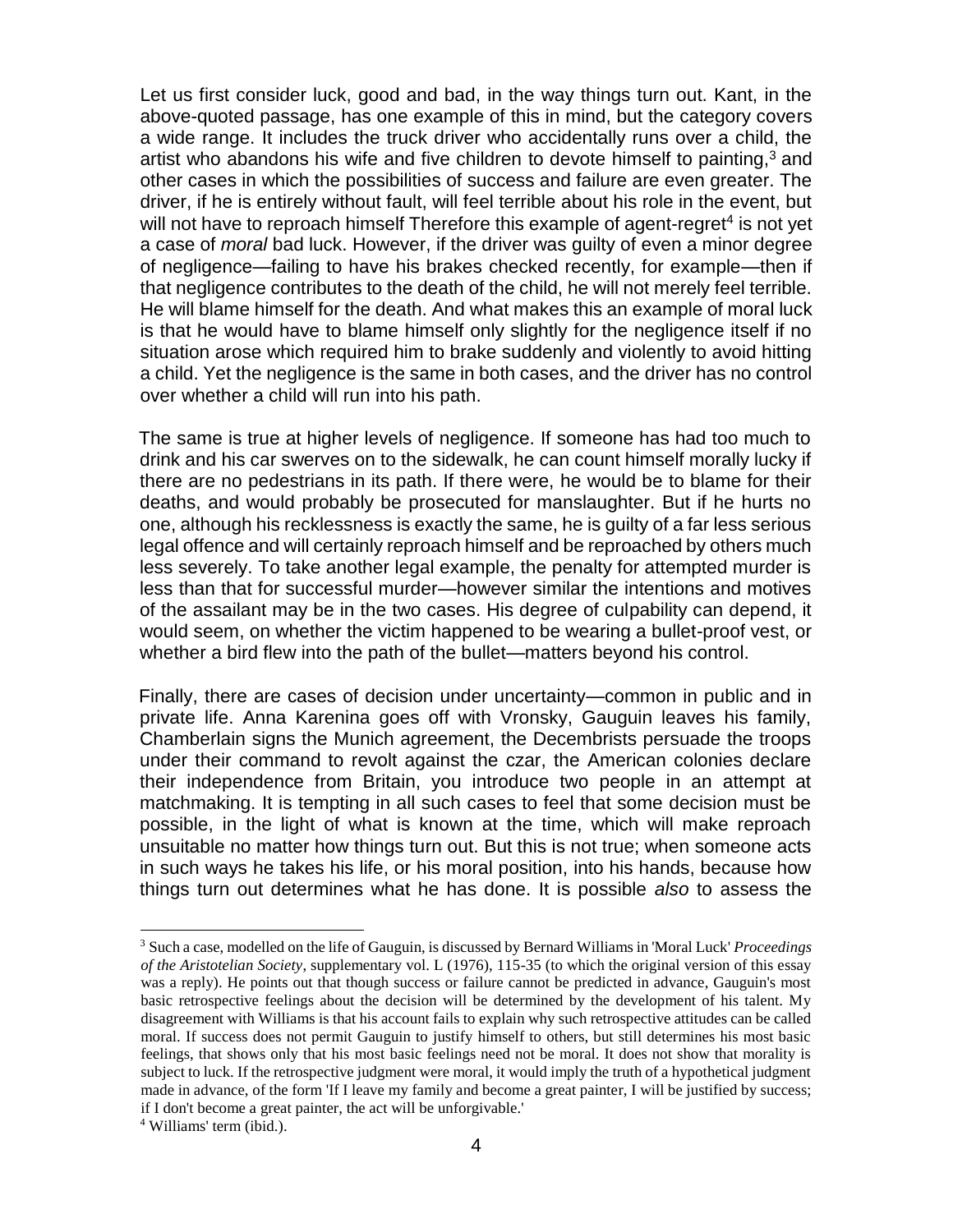Let us first consider luck, good and bad, in the way things turn out. Kant, in the above-quoted passage, has one example of this in mind, but the category covers a wide range. It includes the truck driver who accidentally runs over a child, the artist who abandons his wife and five children to devote himself to painting,[3] and other cases in which the possibilities of success and failure are even greater. The driver, if he is entirely without fault, will feel terrible about his role in the event, but will not have to reproach himself Therefore this example of agent-regret[4] is not yet a case of *moral* bad luck. However, if the driver was guilty of even a minor degree of negligence—failing to have his brakes checked recently, for example—then if that negligence contributes to the death of the child, he will not merely feel terrible. He will blame himself for the death. And what makes this an example of moral luck is that he would have to blame himself only slightly for the negligence itself if no situation arose which required him to brake suddenly and violently to avoid hitting a child. Yet the negligence is the same in both cases, and the driver has no control over whether a child will run into his path.

The same is true at higher levels of negligence. If someone has had too much to drink and his car swerves on to the sidewalk, he can count himself morally lucky if there are no pedestrians in its path. If there were, he would be to blame for their deaths, and would probably be prosecuted for manslaughter. But if he hurts no one, although his recklessness is exactly the same, he is guilty of a far less serious legal offence and will certainly reproach himself and be reproached by others much less severely. To take another legal example, the penalty for attempted murder is less than that for successful murder—however similar the intentions and motives of the assailant may be in the two cases. His degree of culpability can depend, it would seem, on whether the victim happened to be wearing a bullet-proof vest, or whether a bird flew into the path of the bullet—matters beyond his control.

Finally, there are cases of decision under uncertainty—common in public and in private life. Anna Karenina goes off with Vronsky, Gauguin leaves his family, Chamberlain signs the Munich agreement, the Decembrists persuade the troops under their command to revolt against the czar, the American colonies declare their independence from Britain, you introduce two people in an attempt at matchmaking. It is tempting in all such cases to feel that some decision must be possible, in the light of what is known at the time, which will make reproach unsuitable no matter how things turn out. But this is not true; when someone acts in such ways he takes his life, or his moral position, into his hands, because how things turn out determines what he has done. It is possible *also* to assess the

---

[3] Such a case, modelled on the life of Gauguin, is discussed by Bernard Williams in 'Moral Luck' *Proceedings of the Aristotelian Society*, supplementary vol. L (1976), 115-35 (to which the original version of this essay was a reply). He points out that though success or failure cannot be predicted in advance, Gauguin's most basic retrospective feelings about the decision will be determined by the development of his talent. My disagreement with Williams is that his account fails to explain why such retrospective attitudes can be called moral. If success does not permit Gauguin to justify himself to others, but still determines his most basic feelings, that shows only that his most basic feelings need not be moral. It does not show that morality is subject to luck. If the retrospective judgment were moral, it would imply the truth of a hypothetical judgment made in advance, of the form 'If I leave my family and become a great painter, I will be justified by success; if I don't become a great painter, the act will be unforgivable.'

[4] Williams' term (ibid.).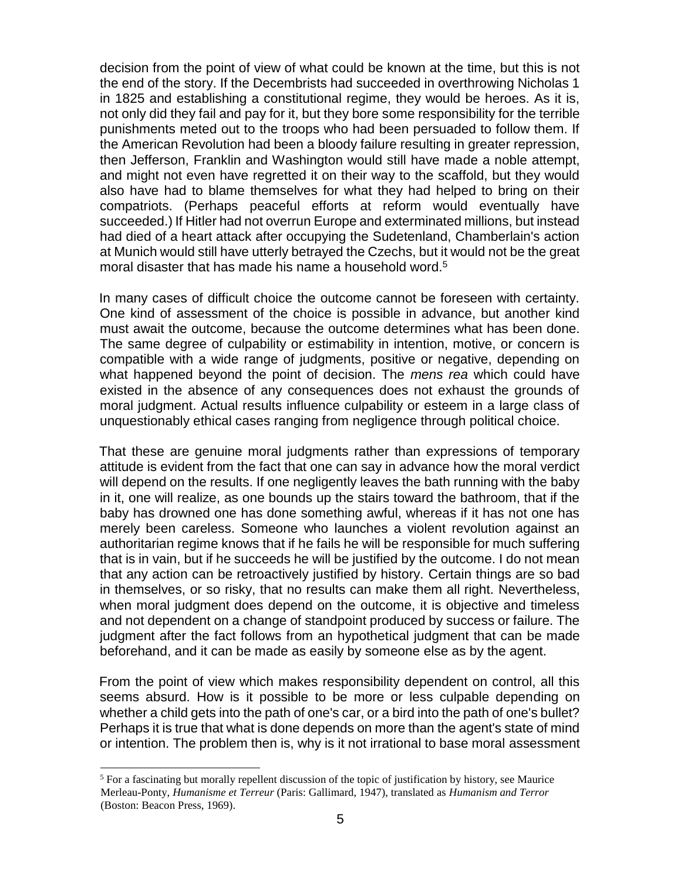decision from the point of view of what could be known at the time, but this is not the end of the story. If the Decembrists had succeeded in overthrowing Nicholas 1 in 1825 and establishing a constitutional regime, they would be heroes. As it is, not only did they fail and pay for it, but they bore some responsibility for the terrible punishments meted out to the troops who had been persuaded to follow them. If the American Revolution had been a bloody failure resulting in greater repression, then Jefferson, Franklin and Washington would still have made a noble attempt, and might not even have regretted it on their way to the scaffold, but they would also have had to blame themselves for what they had helped to bring on their compatriots. (Perhaps peaceful efforts at reform would eventually have succeeded.) If Hitler had not overrun Europe and exterminated millions, but instead had died of a heart attack after occupying the Sudetenland, Chamberlain's action at Munich would still have utterly betrayed the Czechs, but it would not be the great moral disaster that has made his name a household word.[5]

In many cases of difficult choice the outcome cannot be foreseen with certainty. One kind of assessment of the choice is possible in advance, but another kind must await the outcome, because the outcome determines what has been done. The same degree of culpability or estimability in intention, motive, or concern is compatible with a wide range of judgments, positive or negative, depending on what happened beyond the point of decision. The *mens rea* which could have existed in the absence of any consequences does not exhaust the grounds of moral judgment. Actual results influence culpability or esteem in a large class of unquestionably ethical cases ranging from negligence through political choice.

That these are genuine moral judgments rather than expressions of temporary attitude is evident from the fact that one can say in advance how the moral verdict will depend on the results. If one negligently leaves the bath running with the baby in it, one will realize, as one bounds up the stairs toward the bathroom, that if the baby has drowned one has done something awful, whereas if it has not one has merely been careless. Someone who launches a violent revolution against an authoritarian regime knows that if he fails he will be responsible for much suffering that is in vain, but if he succeeds he will be justified by the outcome. I do not mean that any action can be retroactively justified by history. Certain things are so bad in themselves, or so risky, that no results can make them all right. Nevertheless, when moral judgment does depend on the outcome, it is objective and timeless and not dependent on a change of standpoint produced by success or failure. The judgment after the fact follows from an hypothetical judgment that can be made beforehand, and it can be made as easily by someone else as by the agent.

From the point of view which makes responsibility dependent on control, all this seems absurd. How is it possible to be more or less culpable depending on whether a child gets into the path of one's car, or a bird into the path of one's bullet? Perhaps it is true that what is done depends on more than the agent's state of mind or intention. The problem then is, why is it not irrational to base moral assessment

[5] For a fascinating but morally repellent discussion of the topic of justification by history, see Maurice Merleau-Ponty, *Humanisme et Terreur* (Paris: Gallimard, 1947), translated as *Humanism and Terror* (Boston: Beacon Press, 1969).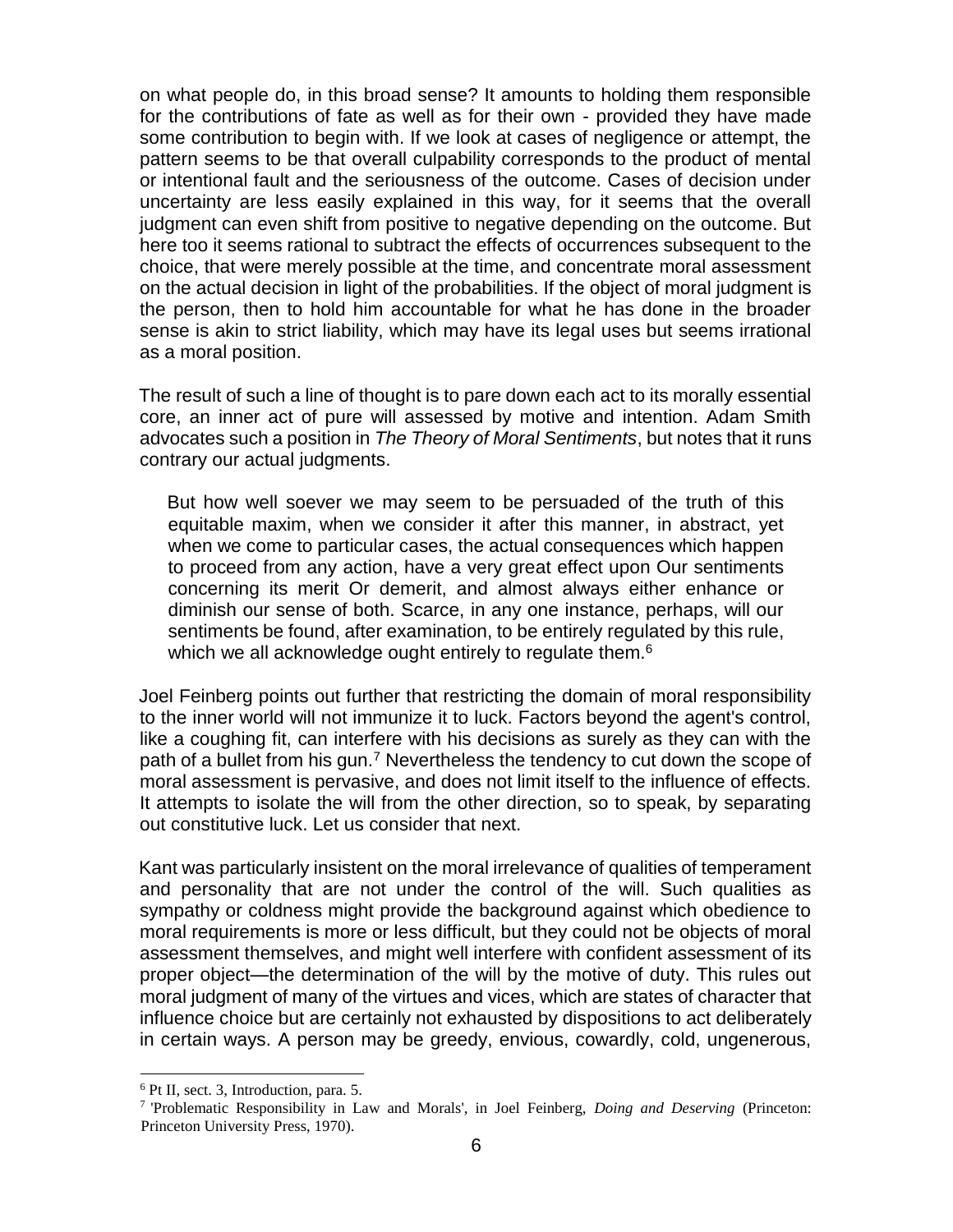on what people do, in this broad sense? It amounts to holding them responsible for the contributions of fate as well as for their own - provided they have made some contribution to begin with. If we look at cases of negligence or attempt, the pattern seems to be that overall culpability corresponds to the product of mental or intentional fault and the seriousness of the outcome. Cases of decision under uncertainty are less easily explained in this way, for it seems that the overall judgment can even shift from positive to negative depending on the outcome. But here too it seems rational to subtract the effects of occurrences subsequent to the choice, that were merely possible at the time, and concentrate moral assessment on the actual decision in light of the probabilities. If the object of moral judgment is the person, then to hold him accountable for what he has done in the broader sense is akin to strict liability, which may have its legal uses but seems irrational as a moral position.

The result of such a line of thought is to pare down each act to its morally essential core, an inner act of pure will assessed by motive and intention. Adam Smith advocates such a position in *The Theory of Moral Sentiments*, but notes that it runs contrary our actual judgments.

> But how well soever we may seem to be persuaded of the truth of this equitable maxim, when we consider it after this manner, in abstract, yet when we come to particular cases, the actual consequences which happen to proceed from any action, have a very great effect upon Our sentiments concerning its merit Or demerit, and almost always either enhance or diminish our sense of both. Scarce, in any one instance, perhaps, will our sentiments be found, after examination, to be entirely regulated by this rule, which we all acknowledge ought entirely to regulate them.[6]

Joel Feinberg points out further that restricting the domain of moral responsibility to the inner world will not immunize it to luck. Factors beyond the agent's control, like a coughing fit, can interfere with his decisions as surely as they can with the path of a bullet from his gun.[7] Nevertheless the tendency to cut down the scope of moral assessment is pervasive, and does not limit itself to the influence of effects. It attempts to isolate the will from the other direction, so to speak, by separating out constitutive luck. Let us consider that next.

Kant was particularly insistent on the moral irrelevance of qualities of temperament and personality that are not under the control of the will. Such qualities as sympathy or coldness might provide the background against which obedience to moral requirements is more or less difficult, but they could not be objects of moral assessment themselves, and might well interfere with confident assessment of its proper object—the determination of the will by the motive of duty. This rules out moral judgment of many of the virtues and vices, which are states of character that influence choice but are certainly not exhausted by dispositions to act deliberately in certain ways. A person may be greedy, envious, cowardly, cold, ungenerous,

---

[6] Pt II, sect. 3, Introduction, para. 5.

[7] 'Problematic Responsibility in Law and Morals', in Joel Feinberg, *Doing and Deserving* (Princeton: Princeton University Press, 1970).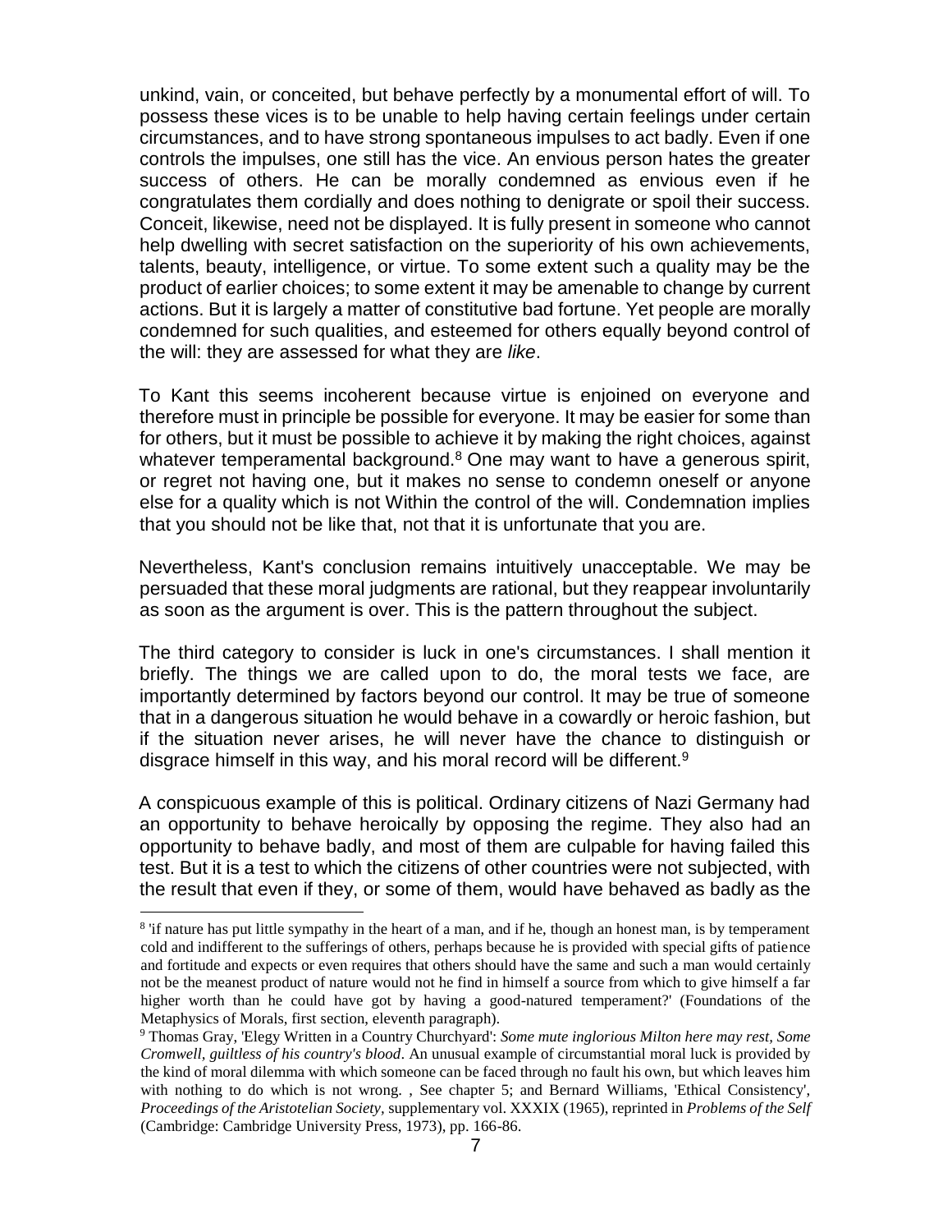unkind, vain, or conceited, but behave perfectly by a monumental effort of will. To possess these vices is to be unable to help having certain feelings under certain circumstances, and to have strong spontaneous impulses to act badly. Even if one controls the impulses, one still has the vice. An envious person hates the greater success of others. He can be morally condemned as envious even if he congratulates them cordially and does nothing to denigrate or spoil their success. Conceit, likewise, need not be displayed. It is fully present in someone who cannot help dwelling with secret satisfaction on the superiority of his own achievements, talents, beauty, intelligence, or virtue. To some extent such a quality may be the product of earlier choices; to some extent it may be amenable to change by current actions. But it is largely a matter of constitutive bad fortune. Yet people are morally condemned for such qualities, and esteemed for others equally beyond control of the will: they are assessed for what they are *like*.

To Kant this seems incoherent because virtue is enjoined on everyone and therefore must in principle be possible for everyone. It may be easier for some than for others, but it must be possible to achieve it by making the right choices, against whatever temperamental background.[8] One may want to have a generous spirit, or regret not having one, but it makes no sense to condemn oneself or anyone else for a quality which is not Within the control of the will. Condemnation implies that you should not be like that, not that it is unfortunate that you are.

Nevertheless, Kant's conclusion remains intuitively unacceptable. We may be persuaded that these moral judgments are rational, but they reappear involuntarily as soon as the argument is over. This is the pattern throughout the subject.

The third category to consider is luck in one's circumstances. I shall mention it briefly. The things we are called upon to do, the moral tests we face, are importantly determined by factors beyond our control. It may be true of someone that in a dangerous situation he would behave in a cowardly or heroic fashion, but if the situation never arises, he will never have the chance to distinguish or disgrace himself in this way, and his moral record will be different.[9]

A conspicuous example of this is political. Ordinary citizens of Nazi Germany had an opportunity to behave heroically by opposing the regime. They also had an opportunity to behave badly, and most of them are culpable for having failed this test. But it is a test to which the citizens of other countries were not subjected, with the result that even if they, or some of them, would have behaved as badly as the

---

[8] 'if nature has put little sympathy in the heart of a man, and if he, though an honest man, is by temperament cold and indifferent to the sufferings of others, perhaps because he is provided with special gifts of patience and fortitude and expects or even requires that others should have the same and such a man would certainly not be the meanest product of nature would not he find in himself a source from which to give himself a far higher worth than he could have got by having a good-natured temperament?' (Foundations of the Metaphysics of Morals, first section, eleventh paragraph).

[9] Thomas Gray, 'Elegy Written in a Country Churchyard': *Some mute inglorious Milton here may rest, Some Cromwell, guiltless of his country's blood*. An unusual example of circumstantial moral luck is provided by the kind of moral dilemma with which someone can be faced through no fault his own, but which leaves him with nothing to do which is not wrong. , See chapter 5; and Bernard Williams, 'Ethical Consistency', *Proceedings of the Aristotelian Society*, supplementary vol. XXXIX (1965), reprinted in *Problems of the Self* (Cambridge: Cambridge University Press, 1973), pp. 166-86.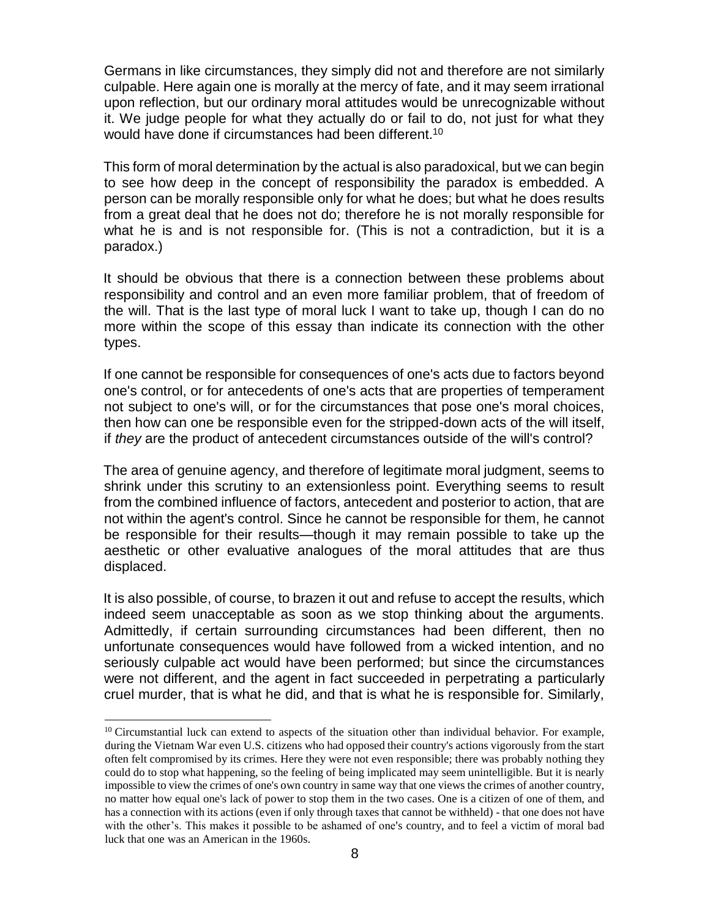Germans in like circumstances, they simply did not and therefore are not similarly culpable. Here again one is morally at the mercy of fate, and it may seem irrational upon reflection, but our ordinary moral attitudes would be unrecognizable without it. We judge people for what they actually do or fail to do, not just for what they would have done if circumstances had been different.[10]

This form of moral determination by the actual is also paradoxical, but we can begin to see how deep in the concept of responsibility the paradox is embedded. A person can be morally responsible only for what he does; but what he does results from a great deal that he does not do; therefore he is not morally responsible for what he is and is not responsible for. (This is not a contradiction, but it is a paradox.)

It should be obvious that there is a connection between these problems about responsibility and control and an even more familiar problem, that of freedom of the will. That is the last type of moral luck I want to take up, though I can do no more within the scope of this essay than indicate its connection with the other types.

If one cannot be responsible for consequences of one's acts due to factors beyond one's control, or for antecedents of one's acts that are properties of temperament not subject to one's will, or for the circumstances that pose one's moral choices, then how can one be responsible even for the stripped-down acts of the will itself, if *they* are the product of antecedent circumstances outside of the will's control?

The area of genuine agency, and therefore of legitimate moral judgment, seems to shrink under this scrutiny to an extensionless point. Everything seems to result from the combined influence of factors, antecedent and posterior to action, that are not within the agent's control. Since he cannot be responsible for them, he cannot be responsible for their results—though it may remain possible to take up the aesthetic or other evaluative analogues of the moral attitudes that are thus displaced.

It is also possible, of course, to brazen it out and refuse to accept the results, which indeed seem unacceptable as soon as we stop thinking about the arguments. Admittedly, if certain surrounding circumstances had been different, then no unfortunate consequences would have followed from a wicked intention, and no seriously culpable act would have been performed; but since the circumstances were not different, and the agent in fact succeeded in perpetrating a particularly cruel murder, that is what he did, and that is what he is responsible for. Similarly,

---

[10] Circumstantial luck can extend to aspects of the situation other than individual behavior. For example, during the Vietnam War even U.S. citizens who had opposed their country's actions vigorously from the start often felt compromised by its crimes. Here they were not even responsible; there was probably nothing they could do to stop what happening, so the feeling of being implicated may seem unintelligible. But it is nearly impossible to view the crimes of one's own country in same way that one views the crimes of another country, no matter how equal one's lack of power to stop them in the two cases. One is a citizen of one of them, and has a connection with its actions (even if only through taxes that cannot be withheld) - that one does not have with the other's. This makes it possible to be ashamed of one's country, and to feel a victim of moral bad luck that one was an American in the 1960s.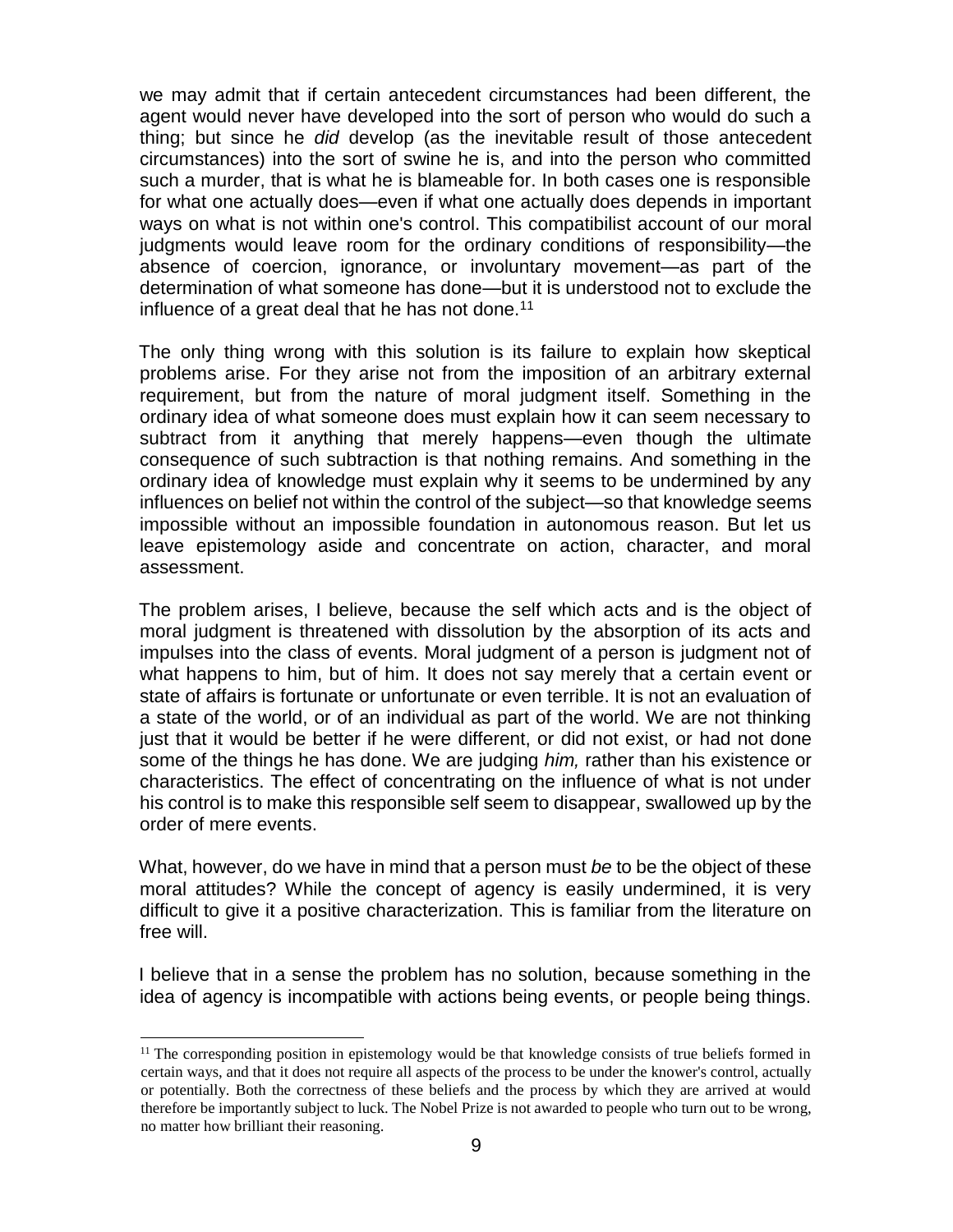we may admit that if certain antecedent circumstances had been different, the agent would never have developed into the sort of person who would do such a thing; but since he *did* develop (as the inevitable result of those antecedent circumstances) into the sort of swine he is, and into the person who committed such a murder, that is what he is blameable for. In both cases one is responsible for what one actually does—even if what one actually does depends in important ways on what is not within one's control. This compatibilist account of our moral judgments would leave room for the ordinary conditions of responsibility—the absence of coercion, ignorance, or involuntary movement—as part of the determination of what someone has done—but it is understood not to exclude the influence of a great deal that he has not done.[11]

The only thing wrong with this solution is its failure to explain how skeptical problems arise. For they arise not from the imposition of an arbitrary external requirement, but from the nature of moral judgment itself. Something in the ordinary idea of what someone does must explain how it can seem necessary to subtract from it anything that merely happens—even though the ultimate consequence of such subtraction is that nothing remains. And something in the ordinary idea of knowledge must explain why it seems to be undermined by any influences on belief not within the control of the subject—so that knowledge seems impossible without an impossible foundation in autonomous reason. But let us leave epistemology aside and concentrate on action, character, and moral assessment.

The problem arises, I believe, because the self which acts and is the object of moral judgment is threatened with dissolution by the absorption of its acts and impulses into the class of events. Moral judgment of a person is judgment not of what happens to him, but of him. It does not say merely that a certain event or state of affairs is fortunate or unfortunate or even terrible. It is not an evaluation of a state of the world, or of an individual as part of the world. We are not thinking just that it would be better if he were different, or did not exist, or had not done some of the things he has done. We are judging *him,* rather than his existence or characteristics. The effect of concentrating on the influence of what is not under his control is to make this responsible self seem to disappear, swallowed up by the order of mere events.

What, however, do we have in mind that a person must *be* to be the object of these moral attitudes? While the concept of agency is easily undermined, it is very difficult to give it a positive characterization. This is familiar from the literature on free will.

I believe that in a sense the problem has no solution, because something in the idea of agency is incompatible with actions being events, or people being things.

[11] The corresponding position in epistemology would be that knowledge consists of true beliefs formed in certain ways, and that it does not require all aspects of the process to be under the knower's control, actually or potentially. Both the correctness of these beliefs and the process by which they are arrived at would therefore be importantly subject to luck. The Nobel Prize is not awarded to people who turn out to be wrong, no matter how brilliant their reasoning.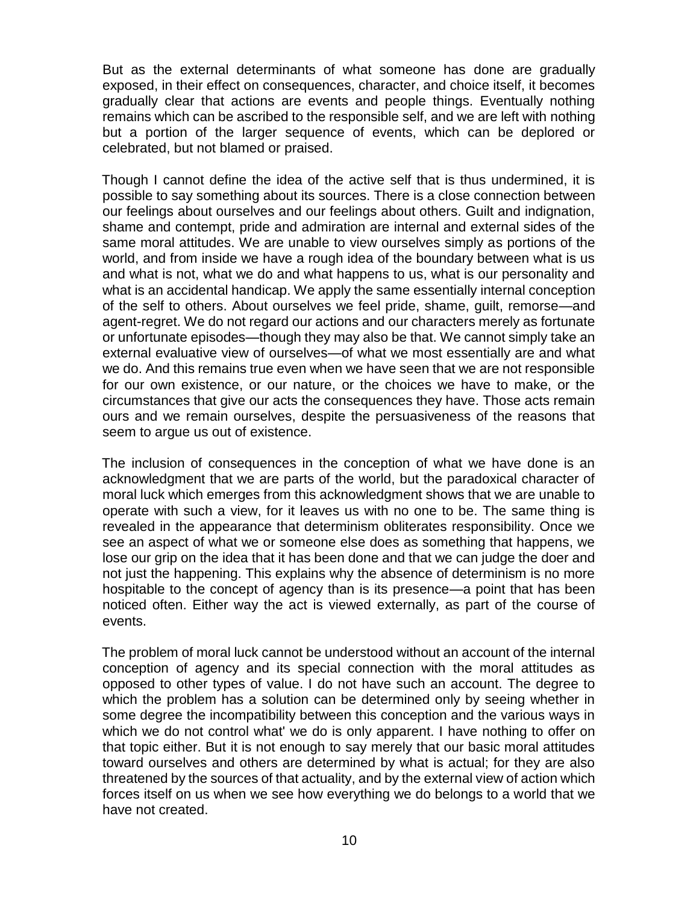But as the external determinants of what someone has done are gradually exposed, in their effect on consequences, character, and choice itself, it becomes gradually clear that actions are events and people things. Eventually nothing remains which can be ascribed to the responsible self, and we are left with nothing but a portion of the larger sequence of events, which can be deplored or celebrated, but not blamed or praised.

Though I cannot define the idea of the active self that is thus undermined, it is possible to say something about its sources. There is a close connection between our feelings about ourselves and our feelings about others. Guilt and indignation, shame and contempt, pride and admiration are internal and external sides of the same moral attitudes. We are unable to view ourselves simply as portions of the world, and from inside we have a rough idea of the boundary between what is us and what is not, what we do and what happens to us, what is our personality and what is an accidental handicap. We apply the same essentially internal conception of the self to others. About ourselves we feel pride, shame, guilt, remorse—and agent-regret. We do not regard our actions and our characters merely as fortunate or unfortunate episodes—though they may also be that. We cannot simply take an external evaluative view of ourselves—of what we most essentially are and what we do. And this remains true even when we have seen that we are not responsible for our own existence, or our nature, or the choices we have to make, or the circumstances that give our acts the consequences they have. Those acts remain ours and we remain ourselves, despite the persuasiveness of the reasons that seem to argue us out of existence.

The inclusion of consequences in the conception of what we have done is an acknowledgment that we are parts of the world, but the paradoxical character of moral luck which emerges from this acknowledgment shows that we are unable to operate with such a view, for it leaves us with no one to be. The same thing is revealed in the appearance that determinism obliterates responsibility. Once we see an aspect of what we or someone else does as something that happens, we lose our grip on the idea that it has been done and that we can judge the doer and not just the happening. This explains why the absence of determinism is no more hospitable to the concept of agency than is its presence—a point that has been noticed often. Either way the act is viewed externally, as part of the course of events.

The problem of moral luck cannot be understood without an account of the internal conception of agency and its special connection with the moral attitudes as opposed to other types of value. I do not have such an account. The degree to which the problem has a solution can be determined only by seeing whether in some degree the incompatibility between this conception and the various ways in which we do not control what' we do is only apparent. I have nothing to offer on that topic either. But it is not enough to say merely that our basic moral attitudes toward ourselves and others are determined by what is actual; for they are also threatened by the sources of that actuality, and by the external view of action which forces itself on us when we see how everything we do belongs to a world that we have not created.